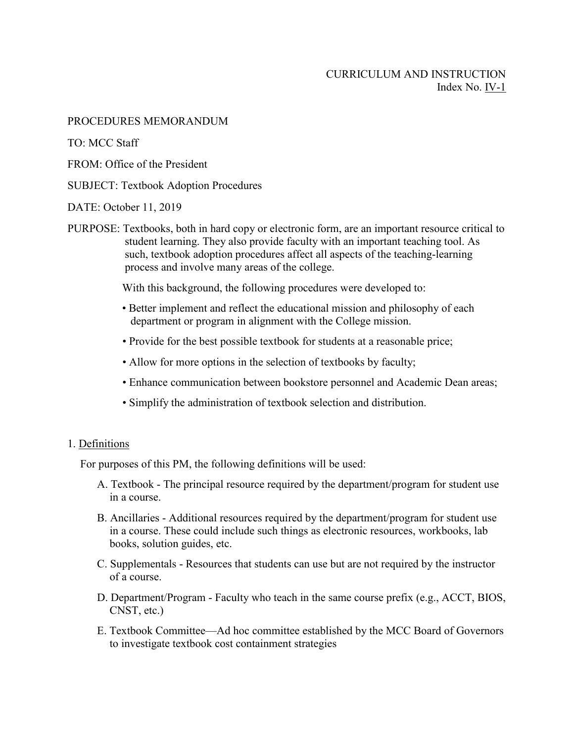CURRICULUM AND INSTRUCTION
Index No. IV-1

PROCEDURES MEMORANDUM

TO: MCC Staff

FROM: Office of the President

SUBJECT: Textbook Adoption Procedures

DATE: October 11, 2019

PURPOSE: Textbooks, both in hard copy or electronic form, are an important resource critical to student learning. They also provide faculty with an important teaching tool. As such, textbook adoption procedures affect all aspects of the teaching-learning process and involve many areas of the college.

With this background, the following procedures were developed to:

- Better implement and reflect the educational mission and philosophy of each department or program in alignment with the College mission.
- Provide for the best possible textbook for students at a reasonable price;
- Allow for more options in the selection of textbooks by faculty;
- Enhance communication between bookstore personnel and Academic Dean areas;
- Simplify the administration of textbook selection and distribution.

1. Definitions

For purposes of this PM, the following definitions will be used:

A. Textbook - The principal resource required by the department/program for student use in a course.

B. Ancillaries - Additional resources required by the department/program for student use in a course. These could include such things as electronic resources, workbooks, lab books, solution guides, etc.

C. Supplementals - Resources that students can use but are not required by the instructor of a course.

D. Department/Program - Faculty who teach in the same course prefix (e.g., ACCT, BIOS, CNST, etc.)

E. Textbook Committee—Ad hoc committee established by the MCC Board of Governors to investigate textbook cost containment strategies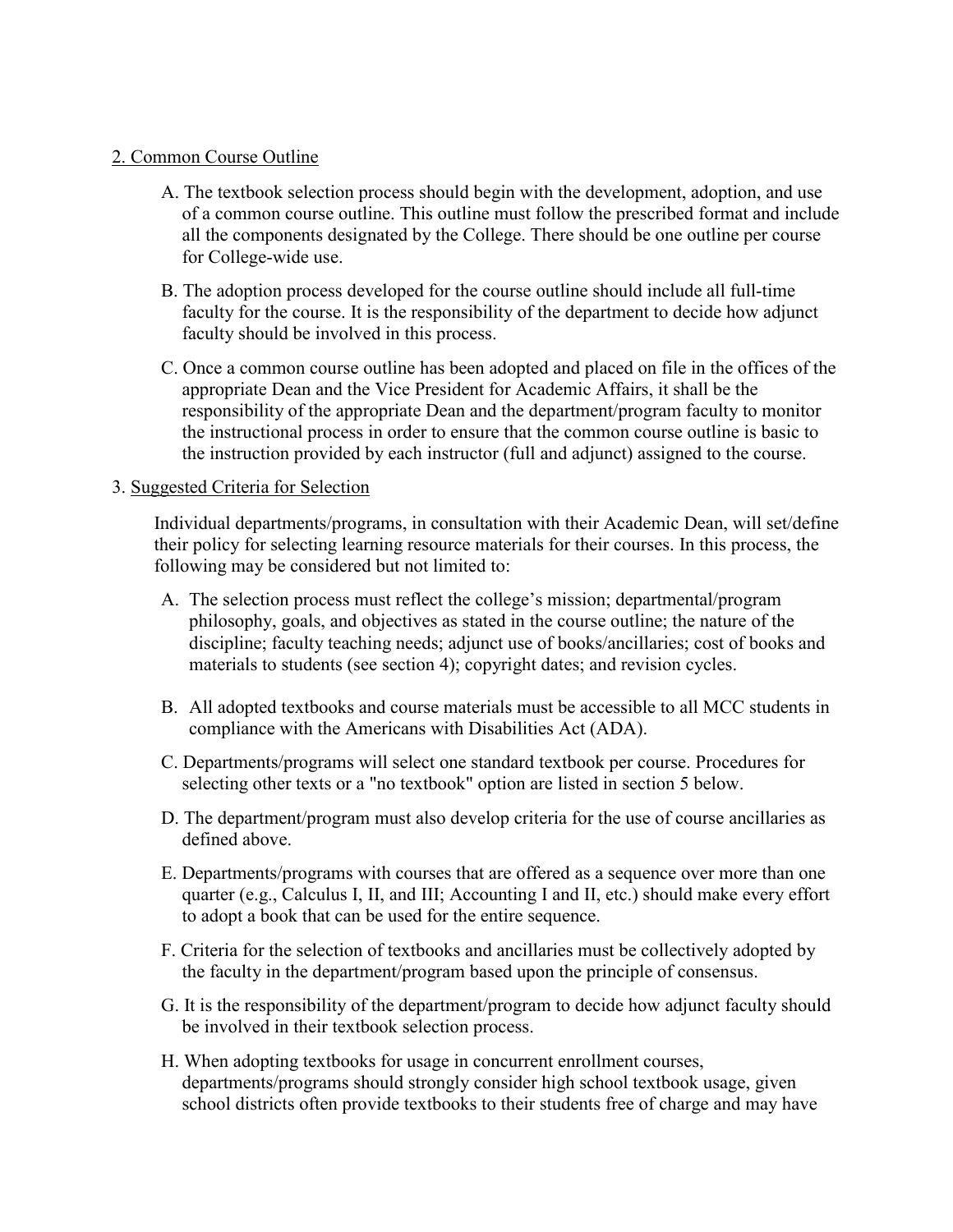2. Common Course Outline

A. The textbook selection process should begin with the development, adoption, and use of a common course outline. This outline must follow the prescribed format and include all the components designated by the College. There should be one outline per course for College-wide use.

B. The adoption process developed for the course outline should include all full-time faculty for the course. It is the responsibility of the department to decide how adjunct faculty should be involved in this process.

C. Once a common course outline has been adopted and placed on file in the offices of the appropriate Dean and the Vice President for Academic Affairs, it shall be the responsibility of the appropriate Dean and the department/program faculty to monitor the instructional process in order to ensure that the common course outline is basic to the instruction provided by each instructor (full and adjunct) assigned to the course.

3. Suggested Criteria for Selection

Individual departments/programs, in consultation with their Academic Dean, will set/define their policy for selecting learning resource materials for their courses. In this process, the following may be considered but not limited to:

A. The selection process must reflect the college's mission; departmental/program philosophy, goals, and objectives as stated in the course outline; the nature of the discipline; faculty teaching needs; adjunct use of books/ancillaries; cost of books and materials to students (see section 4); copyright dates; and revision cycles.

B. All adopted textbooks and course materials must be accessible to all MCC students in compliance with the Americans with Disabilities Act (ADA).

C. Departments/programs will select one standard textbook per course. Procedures for selecting other texts or a "no textbook" option are listed in section 5 below.

D. The department/program must also develop criteria for the use of course ancillaries as defined above.

E. Departments/programs with courses that are offered as a sequence over more than one quarter (e.g., Calculus I, II, and III; Accounting I and II, etc.) should make every effort to adopt a book that can be used for the entire sequence.

F. Criteria for the selection of textbooks and ancillaries must be collectively adopted by the faculty in the department/program based upon the principle of consensus.

G. It is the responsibility of the department/program to decide how adjunct faculty should be involved in their textbook selection process.

H. When adopting textbooks for usage in concurrent enrollment courses, departments/programs should strongly consider high school textbook usage, given school districts often provide textbooks to their students free of charge and may have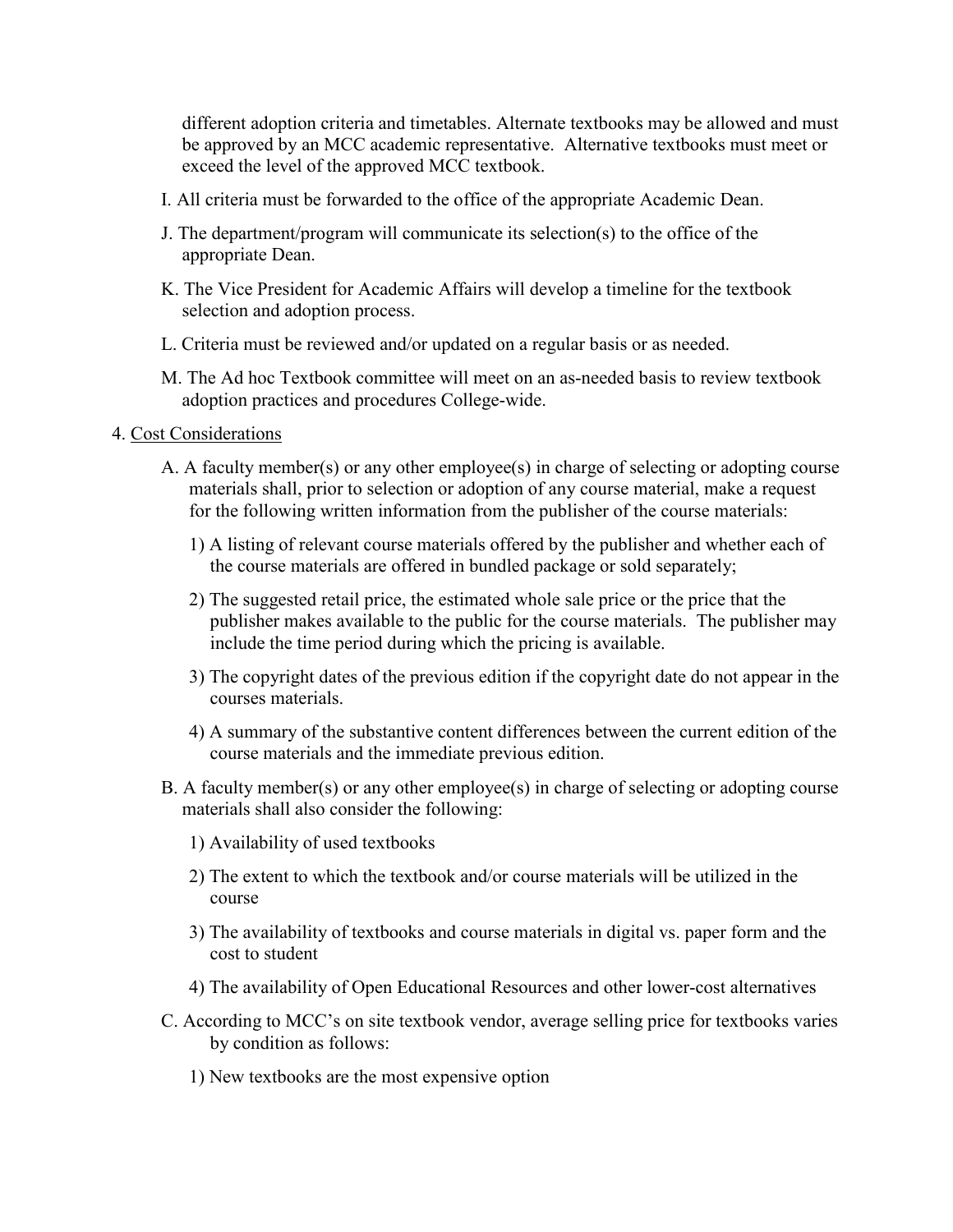different adoption criteria and timetables. Alternate textbooks may be allowed and must be approved by an MCC academic representative. Alternative textbooks must meet or exceed the level of the approved MCC textbook.

I. All criteria must be forwarded to the office of the appropriate Academic Dean.

J. The department/program will communicate its selection(s) to the office of the appropriate Dean.

K. The Vice President for Academic Affairs will develop a timeline for the textbook selection and adoption process.

L. Criteria must be reviewed and/or updated on a regular basis or as needed.

M. The Ad hoc Textbook committee will meet on an as-needed basis to review textbook adoption practices and procedures College-wide.

4. <u>Cost Considerations</u>

A. A faculty member(s) or any other employee(s) in charge of selecting or adopting course materials shall, prior to selection or adoption of any course material, make a request for the following written information from the publisher of the course materials:

1) A listing of relevant course materials offered by the publisher and whether each of the course materials are offered in bundled package or sold separately;

2) The suggested retail price, the estimated whole sale price or the price that the publisher makes available to the public for the course materials. The publisher may include the time period during which the pricing is available.

3) The copyright dates of the previous edition if the copyright date do not appear in the courses materials.

4) A summary of the substantive content differences between the current edition of the course materials and the immediate previous edition.

B. A faculty member(s) or any other employee(s) in charge of selecting or adopting course materials shall also consider the following:

1) Availability of used textbooks

2) The extent to which the textbook and/or course materials will be utilized in the course

3) The availability of textbooks and course materials in digital vs. paper form and the cost to student

4) The availability of Open Educational Resources and other lower-cost alternatives

C. According to MCC's on site textbook vendor, average selling price for textbooks varies by condition as follows:

1) New textbooks are the most expensive option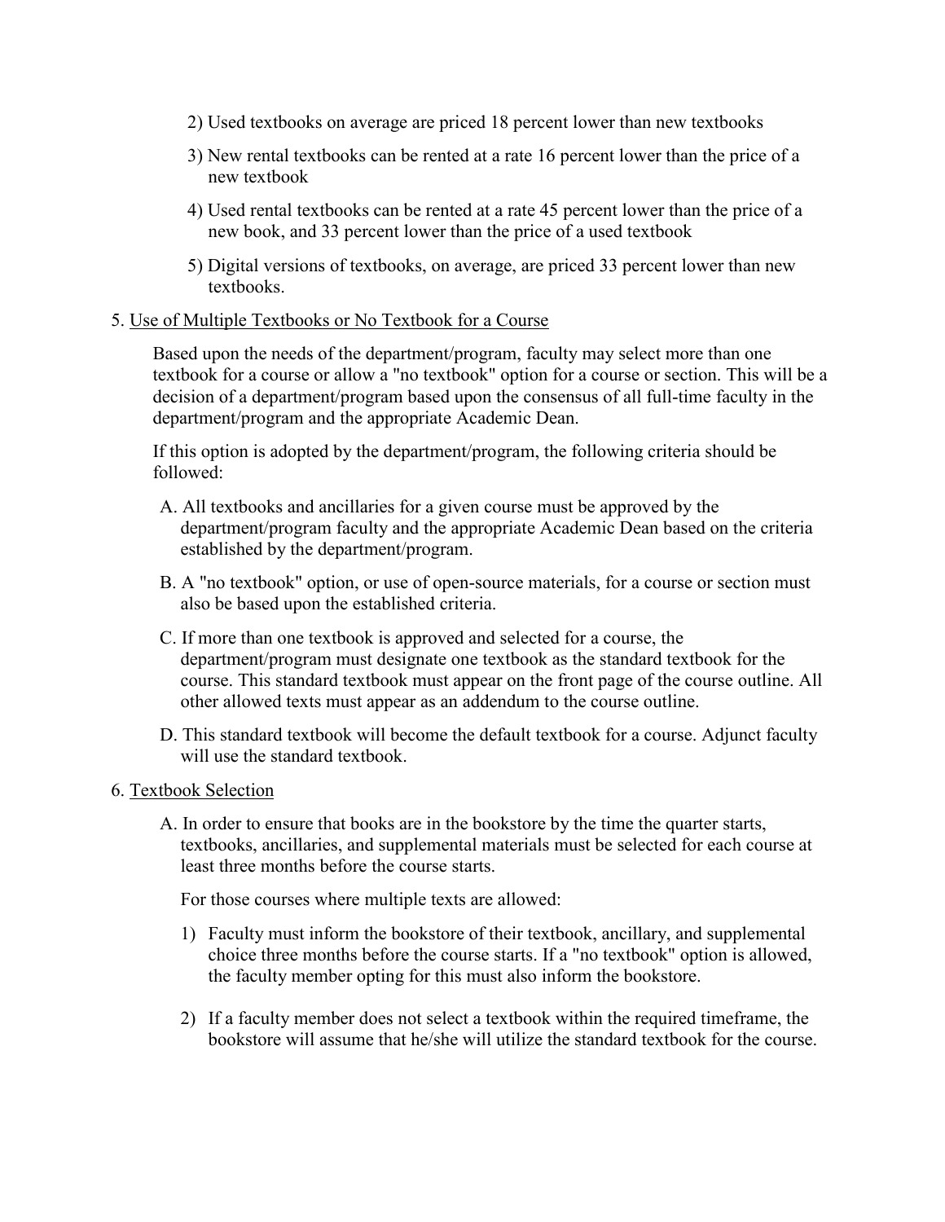2) Used textbooks on average are priced 18 percent lower than new textbooks

3) New rental textbooks can be rented at a rate 16 percent lower than the price of a new textbook

4) Used rental textbooks can be rented at a rate 45 percent lower than the price of a new book, and 33 percent lower than the price of a used textbook

5) Digital versions of textbooks, on average, are priced 33 percent lower than new textbooks.

5. Use of Multiple Textbooks or No Textbook for a Course

Based upon the needs of the department/program, faculty may select more than one textbook for a course or allow a "no textbook" option for a course or section. This will be a decision of a department/program based upon the consensus of all full-time faculty in the department/program and the appropriate Academic Dean.

If this option is adopted by the department/program, the following criteria should be followed:

A. All textbooks and ancillaries for a given course must be approved by the department/program faculty and the appropriate Academic Dean based on the criteria established by the department/program.

B. A "no textbook" option, or use of open-source materials, for a course or section must also be based upon the established criteria.

C. If more than one textbook is approved and selected for a course, the department/program must designate one textbook as the standard textbook for the course. This standard textbook must appear on the front page of the course outline. All other allowed texts must appear as an addendum to the course outline.

D. This standard textbook will become the default textbook for a course. Adjunct faculty will use the standard textbook.

6. Textbook Selection

A. In order to ensure that books are in the bookstore by the time the quarter starts, textbooks, ancillaries, and supplemental materials must be selected for each course at least three months before the course starts.

For those courses where multiple texts are allowed:

1) Faculty must inform the bookstore of their textbook, ancillary, and supplemental choice three months before the course starts. If a "no textbook" option is allowed, the faculty member opting for this must also inform the bookstore.

2) If a faculty member does not select a textbook within the required timeframe, the bookstore will assume that he/she will utilize the standard textbook for the course.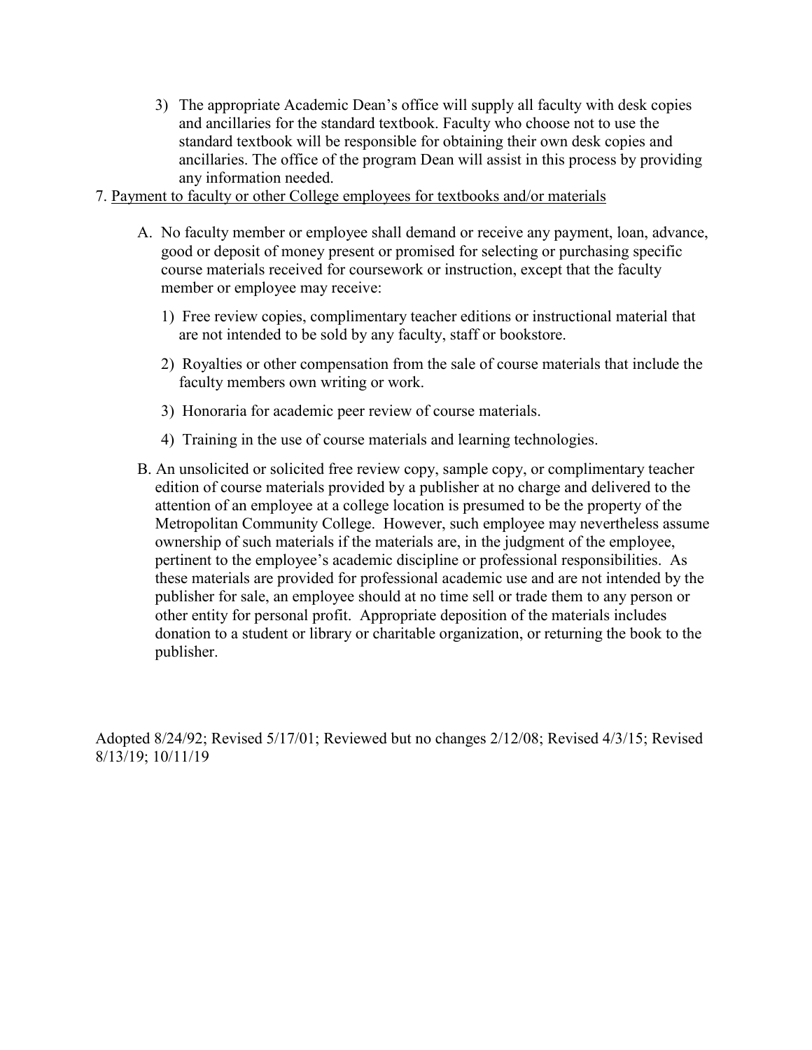3) The appropriate Academic Dean's office will supply all faculty with desk copies and ancillaries for the standard textbook. Faculty who choose not to use the standard textbook will be responsible for obtaining their own desk copies and ancillaries. The office of the program Dean will assist in this process by providing any information needed.

7. <u>Payment to faculty or other College employees for textbooks and/or materials</u>

   A. No faculty member or employee shall demand or receive any payment, loan, advance, good or deposit of money present or promised for selecting or purchasing specific course materials received for coursework or instruction, except that the faculty member or employee may receive:

      1) Free review copies, complimentary teacher editions or instructional material that are not intended to be sold by any faculty, staff or bookstore.

      2) Royalties or other compensation from the sale of course materials that include the faculty members own writing or work.

      3) Honoraria for academic peer review of course materials.

      4) Training in the use of course materials and learning technologies.

   B. An unsolicited or solicited free review copy, sample copy, or complimentary teacher edition of course materials provided by a publisher at no charge and delivered to the attention of an employee at a college location is presumed to be the property of the Metropolitan Community College. However, such employee may nevertheless assume ownership of such materials if the materials are, in the judgment of the employee, pertinent to the employee's academic discipline or professional responsibilities. As these materials are provided for professional academic use and are not intended by the publisher for sale, an employee should at no time sell or trade them to any person or other entity for personal profit. Appropriate deposition of the materials includes donation to a student or library or charitable organization, or returning the book to the publisher.

Adopted 8/24/92; Revised 5/17/01; Reviewed but no changes 2/12/08; Revised 4/3/15; Revised 8/13/19; 10/11/19